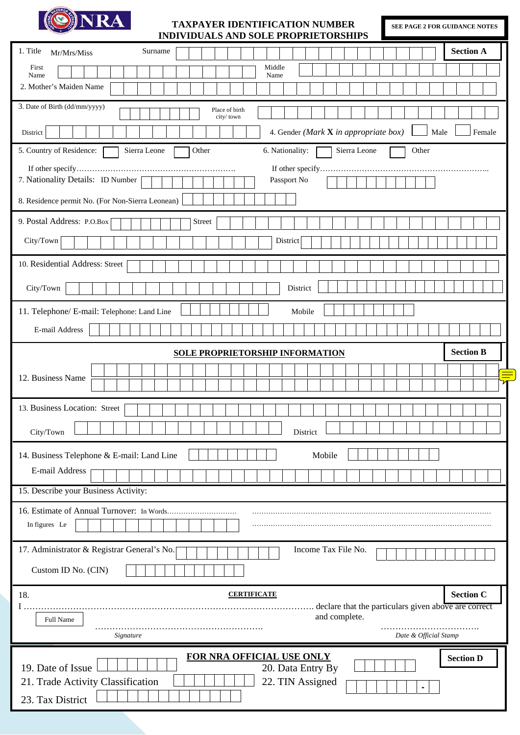NRA

# TAXPAYER IDENTIFICATION NUMBER
## INDIVIDUALS AND SOLE PROPRIETORSHIPS

**SEE PAGE 2 FOR GUIDANCE NOTES**

**Section A**

1. Title Mr/Mrs/Miss  Surname

First Name  Middle Name

2. Mother's Maiden Name

3. Date of Birth (dd/mm/yyyy)  Place of birth city/ town

District  4. Gender *(Mark* **X** *in appropriate box)*  Male  Female

5. Country of Residence:  Sierra Leone  Other  6. Nationality:  Sierra Leone  Other

If other specify……………………………………………………  If other specify………………………………………………………..

7. Nationality Details: ID Number  Passport No

8. Residence permit No. (For Non-Sierra Leonean)

9. Postal Address: P.O.Box  Street

City/Town  District

10. Residential Address: Street

City/Town  District

11. Telephone/ E-mail: Telephone: Land Line  Mobile

E-mail Address

**SOLE PROPRIETORSHIP INFORMATION**

**Section B**

12. Business Name

13. Business Location: Street

City/Town  District

14. Business Telephone & E-mail: Land Line  Mobile

E-mail Address

15. Describe your Business Activity:

16. Estimate of Annual Turnover: In Words…………………………  ……………………………………………………………………………………

In figures Le  ……………………………………………………………………………………

17. Administrator & Registrar General's No.  Income Tax File No.

Custom ID No. (CIN)

18. **CERTIFICATE**

**Section C**

I …………………………………………………………………………………………. declare that the particulars given above are correct and complete.

Full Name

………………………………………………….  …………………………….

*Signature*  *Date & Official Stamp*

**FOR NRA OFFICIAL USE ONLY**

**Section D**

19. Date of Issue  20. Data Entry By

21. Trade Activity Classification  22. TIN Assigned -

23. Tax District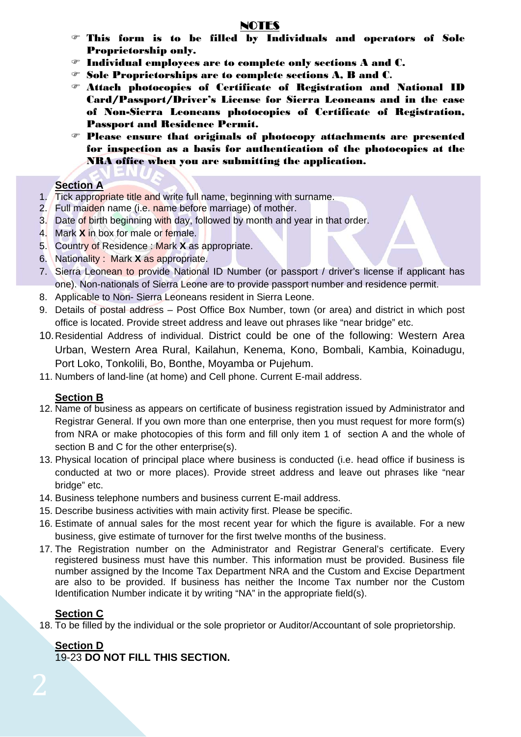## NOTES

- **This form is to be filled by Individuals and operators of Sole Proprietorship only.**
- **Individual employees are to complete only sections A and C.**
- **Sole Proprietorships are to complete sections A, B and C.**
- **Attach photocopies of Certificate of Registration and National ID Card/Passport/Driver's License for Sierra Leoneans and in the case of Non-Sierra Leoneans photocopies of Certificate of Registration, Passport and Residence Permit.**
- **Please ensure that originals of photocopy attachments are presented for inspection as a basis for authentication of the photocopies at the NRA office when you are submitting the application.**

### Section A

1. Tick appropriate title and write full name, beginning with surname.
2. Full maiden name (i.e. name before marriage) of mother.
3. Date of birth beginning with day, followed by month and year in that order.
4. Mark **X** in box for male or female.
5. Country of Residence : Mark **X** as appropriate.
6. Nationality : Mark **X** as appropriate.
7. Sierra Leonean to provide National ID Number (or passport / driver's license if applicant has one). Non-nationals of Sierra Leone are to provide passport number and residence permit.
8. Applicable to Non- Sierra Leoneans resident in Sierra Leone.
9. Details of postal address – Post Office Box Number, town (or area) and district in which post office is located. Provide street address and leave out phrases like "near bridge" etc.
10. Residential Address of individual. District could be one of the following: Western Area Urban, Western Area Rural, Kailahun, Kenema, Kono, Bombali, Kambia, Koinadugu, Port Loko, Tonkolili, Bo, Bonthe, Moyamba or Pujehum.
11. Numbers of land-line (at home) and Cell phone. Current E-mail address.

### Section B

12. Name of business as appears on certificate of business registration issued by Administrator and Registrar General. If you own more than one enterprise, then you must request for more form(s) from NRA or make photocopies of this form and fill only item 1 of section A and the whole of section B and C for the other enterprise(s).
13. Physical location of principal place where business is conducted (i.e. head office if business is conducted at two or more places). Provide street address and leave out phrases like "near bridge" etc.
14. Business telephone numbers and business current E-mail address.
15. Describe business activities with main activity first. Please be specific.
16. Estimate of annual sales for the most recent year for which the figure is available. For a new business, give estimate of turnover for the first twelve months of the business.
17. The Registration number on the Administrator and Registrar General's certificate. Every registered business must have this number. This information must be provided. Business file number assigned by the Income Tax Department NRA and the Custom and Excise Department are also to be provided. If business has neither the Income Tax number nor the Custom Identification Number indicate it by writing "NA" in the appropriate field(s).

### Section C

18. To be filled by the individual or the sole proprietor or Auditor/Accountant of sole proprietorship.

### Section D

19-23 **DO NOT FILL THIS SECTION.**